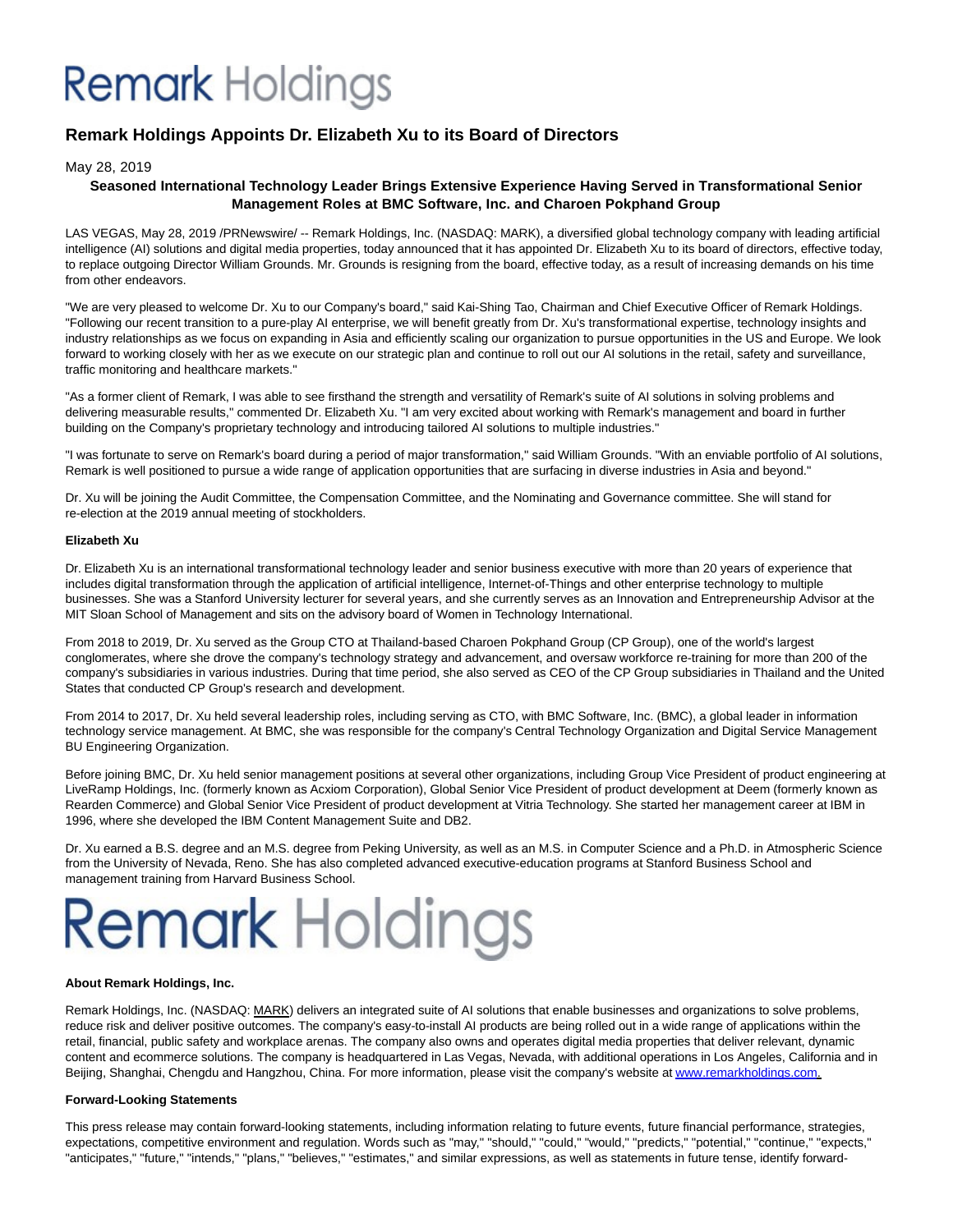# Remark Holdings

## Remark Holdings Appoints Dr. Elizabeth Xu to its Board of Directors

May 28, 2019

**Seasoned International Technology Leader Brings Extensive Experience Having Served in Transformational Senior Management Roles at BMC Software, Inc. and Charoen Pokphand Group**

LAS VEGAS, May 28, 2019 /PRNewswire/ -- Remark Holdings, Inc. (NASDAQ: MARK), a diversified global technology company with leading artificial intelligence (AI) solutions and digital media properties, today announced that it has appointed Dr. Elizabeth Xu to its board of directors, effective today, to replace outgoing Director William Grounds. Mr. Grounds is resigning from the board, effective today, as a result of increasing demands on his time from other endeavors.

"We are very pleased to welcome Dr. Xu to our Company's board," said Kai-Shing Tao, Chairman and Chief Executive Officer of Remark Holdings. "Following our recent transition to a pure-play AI enterprise, we will benefit greatly from Dr. Xu's transformational expertise, technology insights and industry relationships as we focus on expanding in Asia and efficiently scaling our organization to pursue opportunities in the US and Europe. We look forward to working closely with her as we execute on our strategic plan and continue to roll out our AI solutions in the retail, safety and surveillance, traffic monitoring and healthcare markets."

"As a former client of Remark, I was able to see firsthand the strength and versatility of Remark's suite of AI solutions in solving problems and delivering measurable results," commented Dr. Elizabeth Xu. "I am very excited about working with Remark's management and board in further building on the Company's proprietary technology and introducing tailored AI solutions to multiple industries."

"I was fortunate to serve on Remark's board during a period of major transformation," said William Grounds. "With an enviable portfolio of AI solutions, Remark is well positioned to pursue a wide range of application opportunities that are surfacing in diverse industries in Asia and beyond."

Dr. Xu will be joining the Audit Committee, the Compensation Committee, and the Nominating and Governance committee. She will stand for re-election at the 2019 annual meeting of stockholders.

**Elizabeth Xu**

Dr. Elizabeth Xu is an international transformational technology leader and senior business executive with more than 20 years of experience that includes digital transformation through the application of artificial intelligence, Internet-of-Things and other enterprise technology to multiple businesses. She was a Stanford University lecturer for several years, and she currently serves as an Innovation and Entrepreneurship Advisor at the MIT Sloan School of Management and sits on the advisory board of Women in Technology International.

From 2018 to 2019, Dr. Xu served as the Group CTO at Thailand-based Charoen Pokphand Group (CP Group), one of the world's largest conglomerates, where she drove the company's technology strategy and advancement, and oversaw workforce re-training for more than 200 of the company's subsidiaries in various industries. During that time period, she also served as CEO of the CP Group subsidiaries in Thailand and the United States that conducted CP Group's research and development.

From 2014 to 2017, Dr. Xu held several leadership roles, including serving as CTO, with BMC Software, Inc. (BMC), a global leader in information technology service management. At BMC, she was responsible for the company's Central Technology Organization and Digital Service Management BU Engineering Organization.

Before joining BMC, Dr. Xu held senior management positions at several other organizations, including Group Vice President of product engineering at LiveRamp Holdings, Inc. (formerly known as Acxiom Corporation), Global Senior Vice President of product development at Deem (formerly known as Rearden Commerce) and Global Senior Vice President of product development at Vitria Technology. She started her management career at IBM in 1996, where she developed the IBM Content Management Suite and DB2.

Dr. Xu earned a B.S. degree and an M.S. degree from Peking University, as well as an M.S. in Computer Science and a Ph.D. in Atmospheric Science from the University of Nevada, Reno. She has also completed advanced executive-education programs at Stanford Business School and management training from Harvard Business School.

# Remark Holdings

**About Remark Holdings, Inc.**

Remark Holdings, Inc. (NASDAQ: MARK) delivers an integrated suite of AI solutions that enable businesses and organizations to solve problems, reduce risk and deliver positive outcomes. The company's easy-to-install AI products are being rolled out in a wide range of applications within the retail, financial, public safety and workplace arenas. The company also owns and operates digital media properties that deliver relevant, dynamic content and ecommerce solutions. The company is headquartered in Las Vegas, Nevada, with additional operations in Los Angeles, California and in Beijing, Shanghai, Chengdu and Hangzhou, China. For more information, please visit the company's website at www.remarkholdings.com.

**Forward-Looking Statements**

This press release may contain forward-looking statements, including information relating to future events, future financial performance, strategies, expectations, competitive environment and regulation. Words such as "may," "should," "could," "would," "predicts," "potential," "continue," "expects," "anticipates," "future," "intends," "plans," "believes," "estimates," and similar expressions, as well as statements in future tense, identify forward-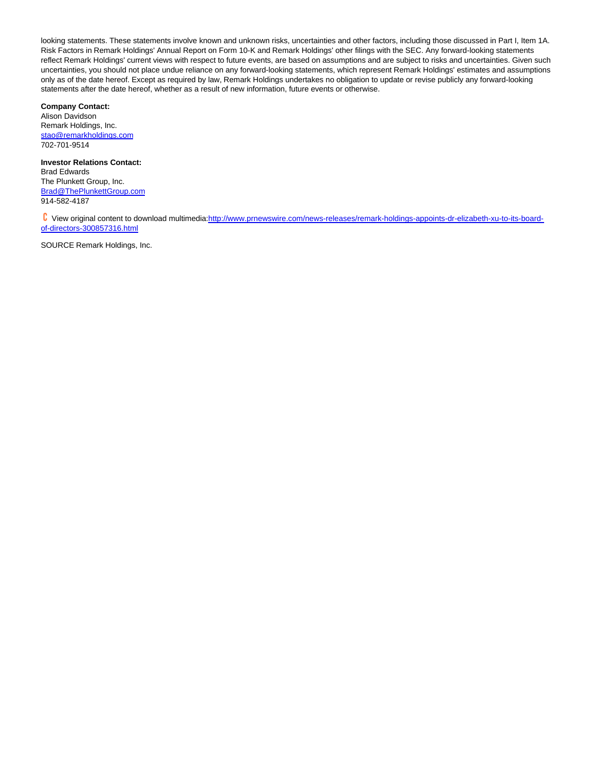looking statements. These statements involve known and unknown risks, uncertainties and other factors, including those discussed in Part I, Item 1A. Risk Factors in Remark Holdings' Annual Report on Form 10-K and Remark Holdings' other filings with the SEC. Any forward-looking statements reflect Remark Holdings' current views with respect to future events, are based on assumptions and are subject to risks and uncertainties. Given such uncertainties, you should not place undue reliance on any forward-looking statements, which represent Remark Holdings' estimates and assumptions only as of the date hereof. Except as required by law, Remark Holdings undertakes no obligation to update or revise publicly any forward-looking statements after the date hereof, whether as a result of new information, future events or otherwise.

**Company Contact:**
Alison Davidson
Remark Holdings, Inc.
stao@remarkholdings.com
702-701-9514

**Investor Relations Contact:**
Brad Edwards
The Plunkett Group, Inc.
Brad@ThePlunkettGroup.com
914-582-4187

View original content to download multimedia:http://www.prnewswire.com/news-releases/remark-holdings-appoints-dr-elizabeth-xu-to-its-board-of-directors-300857316.html

SOURCE Remark Holdings, Inc.